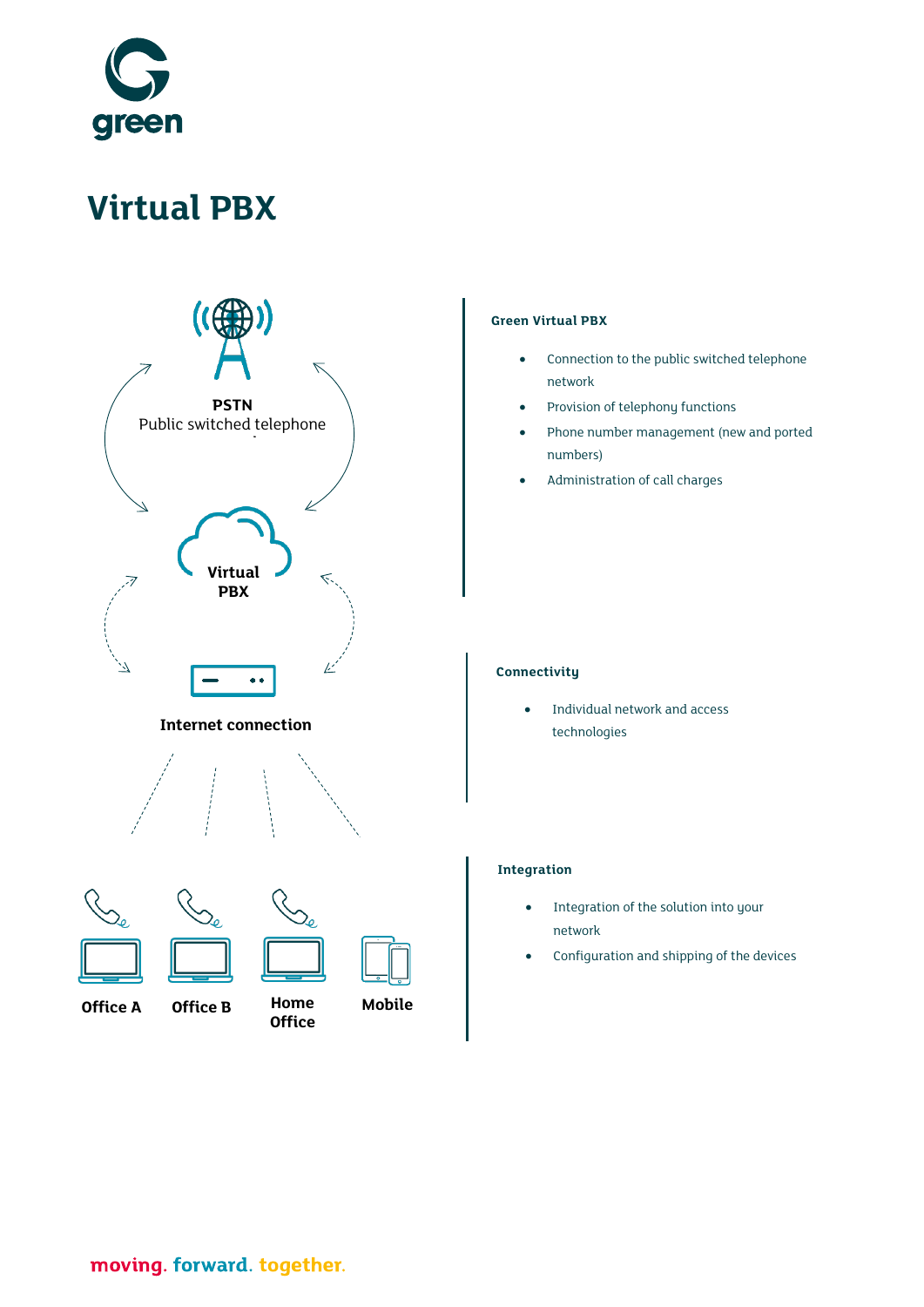green

# Virtual PBX

**PSTN**
Public switched telephone

**Virtual PBX**

**Internet connection**

**Office A** **Office B** **Home Office** **Mobile**

### Green Virtual PBX

- Connection to the public switched telephone network
- Provision of telephony functions
- Phone number management (new and ported numbers)
- Administration of call charges

### Connectivity

- Individual network and access technologies

### Integration

- Integration of the solution into your network
- Configuration and shipping of the devices

moving. forward. together.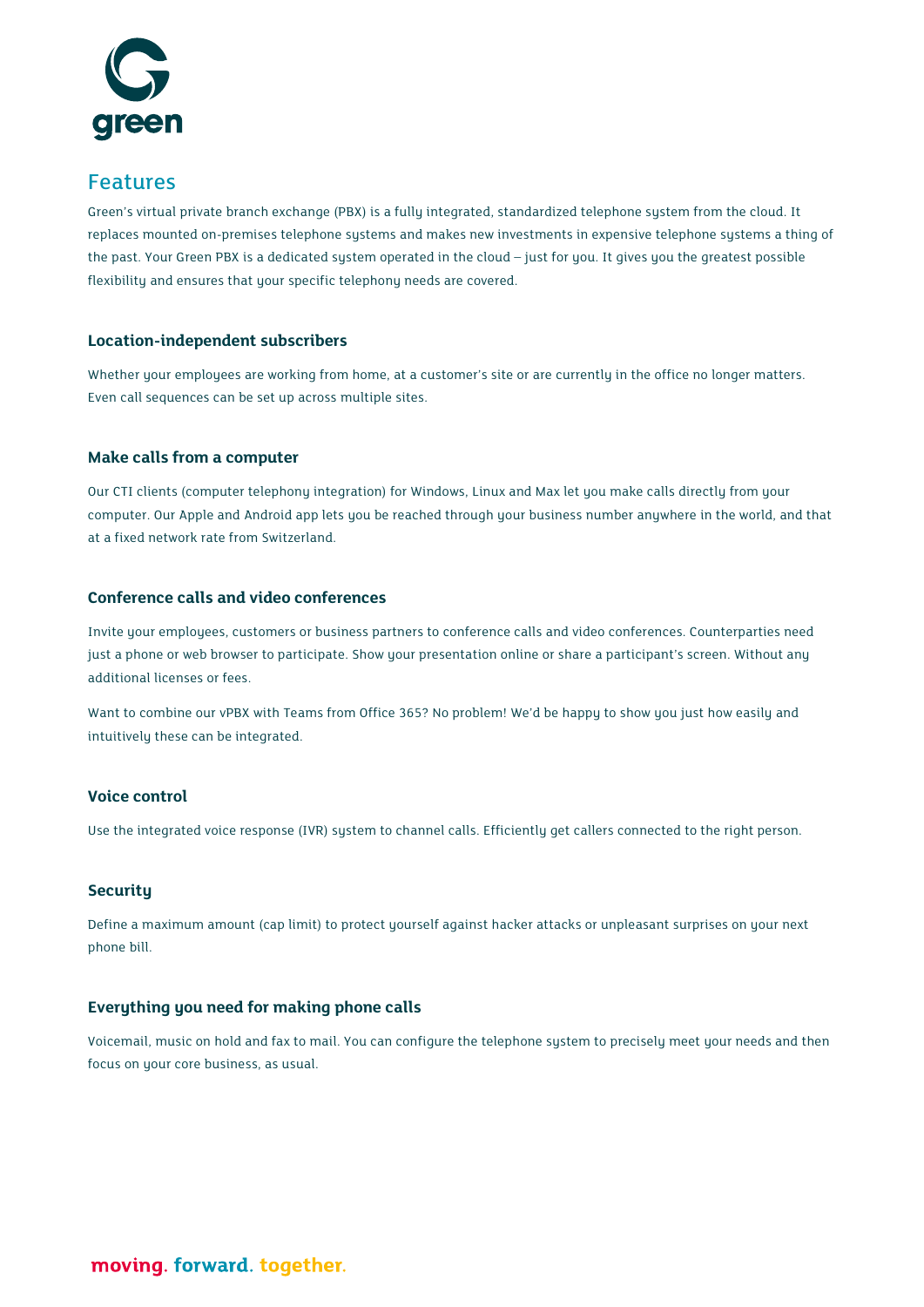## Features

Green's virtual private branch exchange (PBX) is a fully integrated, standardized telephone system from the cloud. It replaces mounted on-premises telephone systems and makes new investments in expensive telephone systems a thing of the past. Your Green PBX is a dedicated system operated in the cloud – just for you. It gives you the greatest possible flexibility and ensures that your specific telephony needs are covered.

### Location-independent subscribers

Whether your employees are working from home, at a customer's site or are currently in the office no longer matters. Even call sequences can be set up across multiple sites.

### Make calls from a computer

Our CTI clients (computer telephony integration) for Windows, Linux and Max let you make calls directly from your computer. Our Apple and Android app lets you be reached through your business number anywhere in the world, and that at a fixed network rate from Switzerland.

### Conference calls and video conferences

Invite your employees, customers or business partners to conference calls and video conferences. Counterparties need just a phone or web browser to participate. Show your presentation online or share a participant's screen. Without any additional licenses or fees.

Want to combine our vPBX with Teams from Office 365? No problem! We'd be happy to show you just how easily and intuitively these can be integrated.

### Voice control

Use the integrated voice response (IVR) system to channel calls. Efficiently get callers connected to the right person.

### Security

Define a maximum amount (cap limit) to protect yourself against hacker attacks or unpleasant surprises on your next phone bill.

### Everything you need for making phone calls

Voicemail, music on hold and fax to mail. You can configure the telephone system to precisely meet your needs and then focus on your core business, as usual.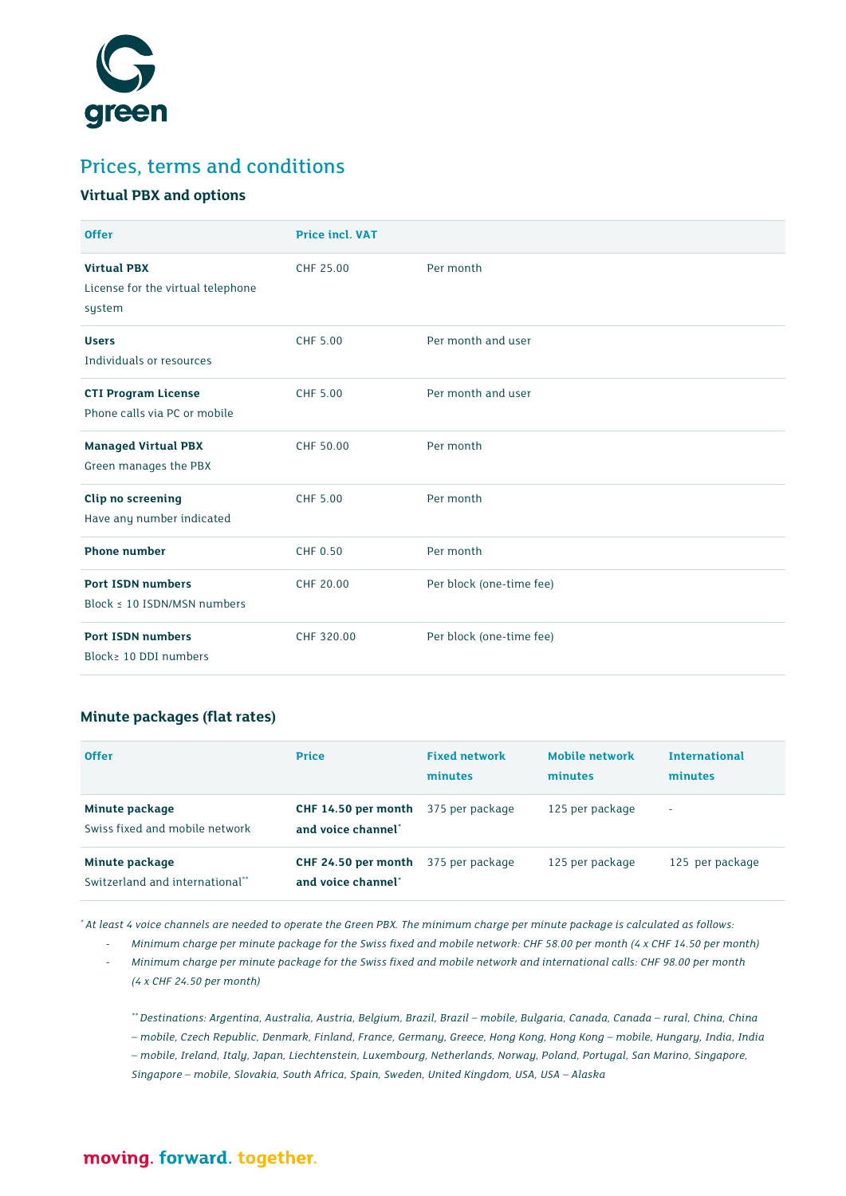green

# Prices, terms and conditions

## Virtual PBX and options

| Offer | Price incl. VAT | |
|---|---|---|
| **Virtual PBX**<br>License for the virtual telephone system | CHF 25.00 | Per month |
| **Users**<br>Individuals or resources | CHF 5.00 | Per month and user |
| **CTI Program License**<br>Phone calls via PC or mobile | CHF 5.00 | Per month and user |
| **Managed Virtual PBX**<br>Green manages the PBX | CHF 50.00 | Per month |
| **Clip no screening**<br>Have any number indicated | CHF 5.00 | Per month |
| **Phone number** | CHF 0.50 | Per month |
| **Port ISDN numbers**<br>Block ≤ 10 ISDN/MSN numbers | CHF 20.00 | Per block (one-time fee) |
| **Port ISDN numbers**<br>Block≥ 10 DDI numbers | CHF 320.00 | Per block (one-time fee) |

## Minute packages (flat rates)

| Offer | Price | Fixed network minutes | Mobile network minutes | International minutes |
|---|---|---|---|---|
| **Minute package**<br>Swiss fixed and mobile network | **CHF 14.50 per month and voice channel***<br> | 375 per package | 125 per package | - |
| **Minute package**<br>Switzerland and international** | **CHF 24.50 per month and voice channel*** | 375 per package | 125 per package | 125 per package |

*\* At least 4 voice channels are needed to operate the Green PBX. The minimum charge per minute package is calculated as follows:*

- *Minimum charge per minute package for the Swiss fixed and mobile network: CHF 58.00 per month (4 x CHF 14.50 per month)*
- *Minimum charge per minute package for the Swiss fixed and mobile network and international calls: CHF 98.00 per month (4 x CHF 24.50 per month)*

*\*\* Destinations: Argentina, Australia, Austria, Belgium, Brazil, Brazil – mobile, Bulgaria, Canada, Canada – rural, China, China – mobile, Czech Republic, Denmark, Finland, France, Germany, Greece, Hong Kong, Hong Kong – mobile, Hungary, India, India – mobile, Ireland, Italy, Japan, Liechtenstein, Luxembourg, Netherlands, Norway, Poland, Portugal, San Marino, Singapore, Singapore – mobile, Slovakia, South Africa, Spain, Sweden, United Kingdom, USA, USA – Alaska*

moving. forward. together.